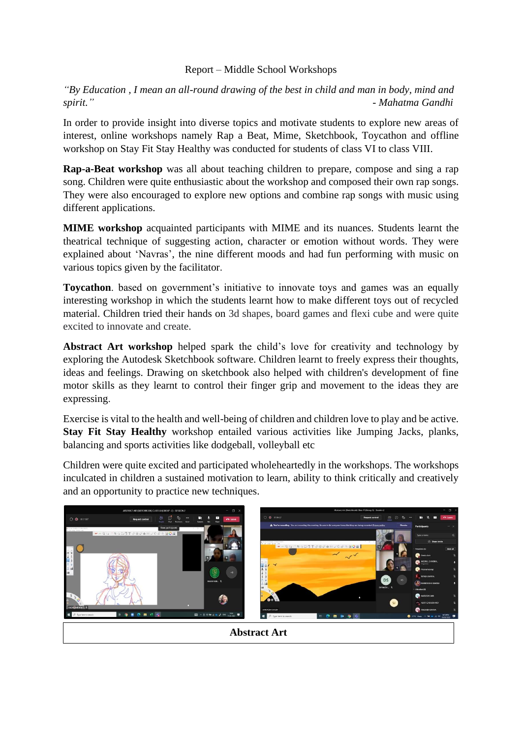Report – Middle School Workshops

*"By Education , I mean an all-round drawing of the best in child and man in body, mind and spirit."* - *Mahatma Gandhi*

In order to provide insight into diverse topics and motivate students to explore new areas of interest, online workshops namely Rap a Beat, Mime, Sketchbook, Toycathon and offline workshop on Stay Fit Stay Healthy was conducted for students of class VI to class VIII.

**Rap-a-Beat workshop** was all about teaching children to prepare, compose and sing a rap song. Children were quite enthusiastic about the workshop and composed their own rap songs. They were also encouraged to explore new options and combine rap songs with music using different applications.

**MIME workshop** acquainted participants with MIME and its nuances. Students learnt the theatrical technique of suggesting action, character or emotion without words. They were explained about 'Navras', the nine different moods and had fun performing with music on various topics given by the facilitator.

**Toycathon**. based on government's initiative to innovate toys and games was an equally interesting workshop in which the students learnt how to make different toys out of recycled material. Children tried their hands on 3d shapes, board games and flexi cube and were quite excited to innovate and create.

**Abstract Art workshop** helped spark the child's love for creativity and technology by exploring the Autodesk Sketchbook software. Children learnt to freely express their thoughts, ideas and feelings. Drawing on sketchbook also helped with children's development of fine motor skills as they learnt to control their finger grip and movement to the ideas they are expressing.

Exercise is vital to the health and well-being of children and children love to play and be active. **Stay Fit Stay Healthy** workshop entailed various activities like Jumping Jacks, planks, balancing and sports activities like dodgeball, volleyball etc

Children were quite excited and participated wholeheartedly in the workshops. The workshops inculcated in children a sustained motivation to learn, ability to think critically and creatively and an opportunity to practice new techniques.

**Abstract Art**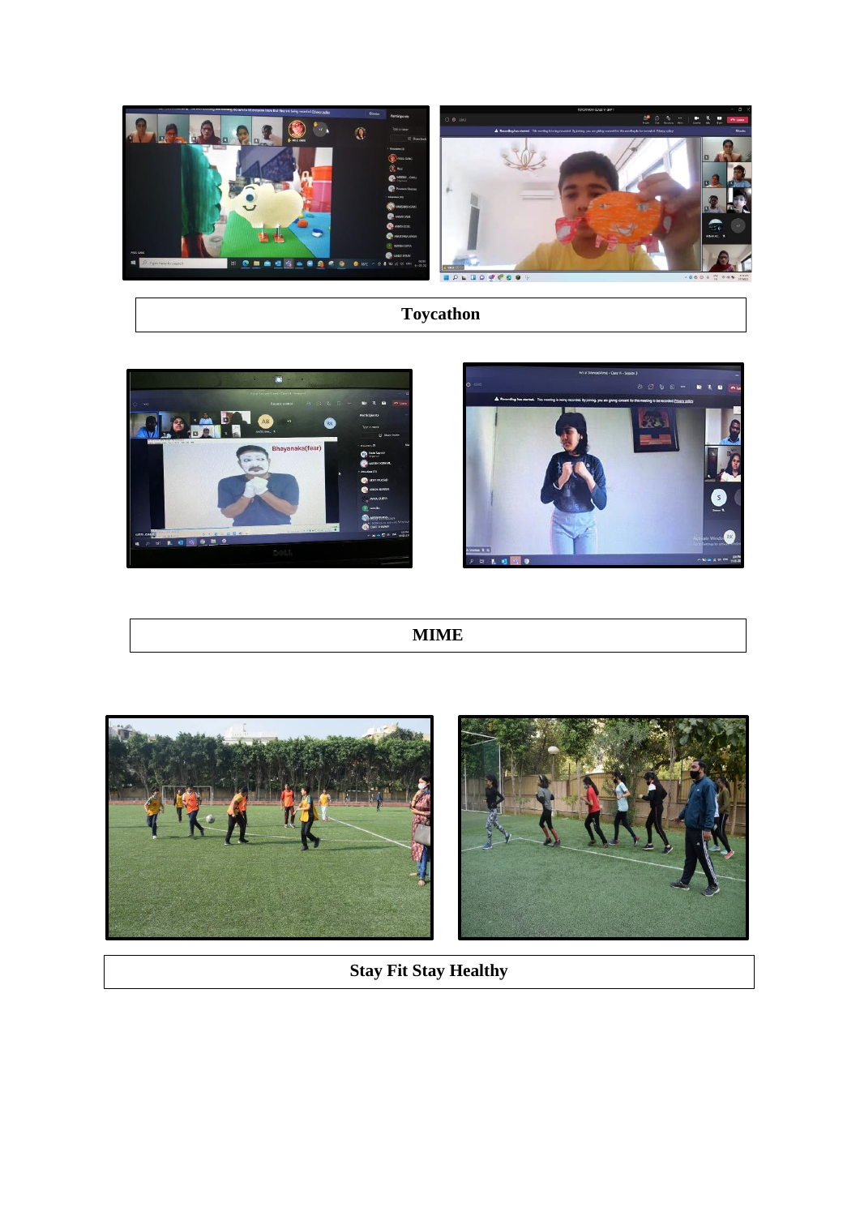**Toycathon**

**MIME**

**Stay Fit Stay Healthy**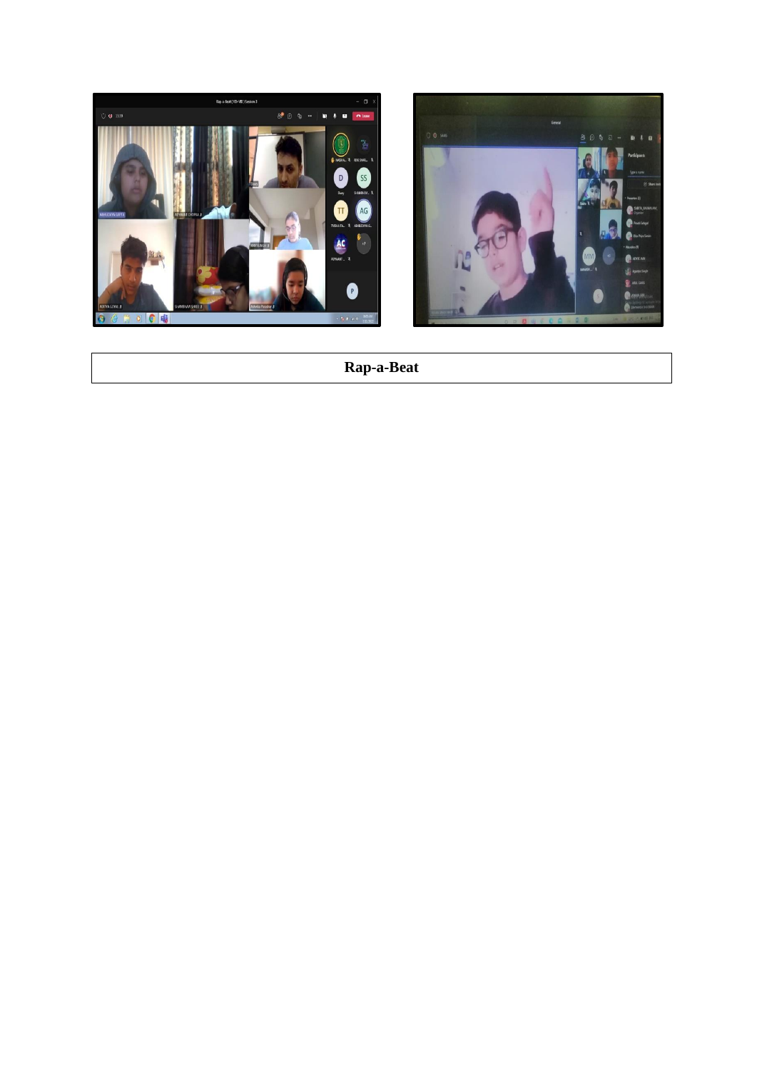Rap-a-Beat